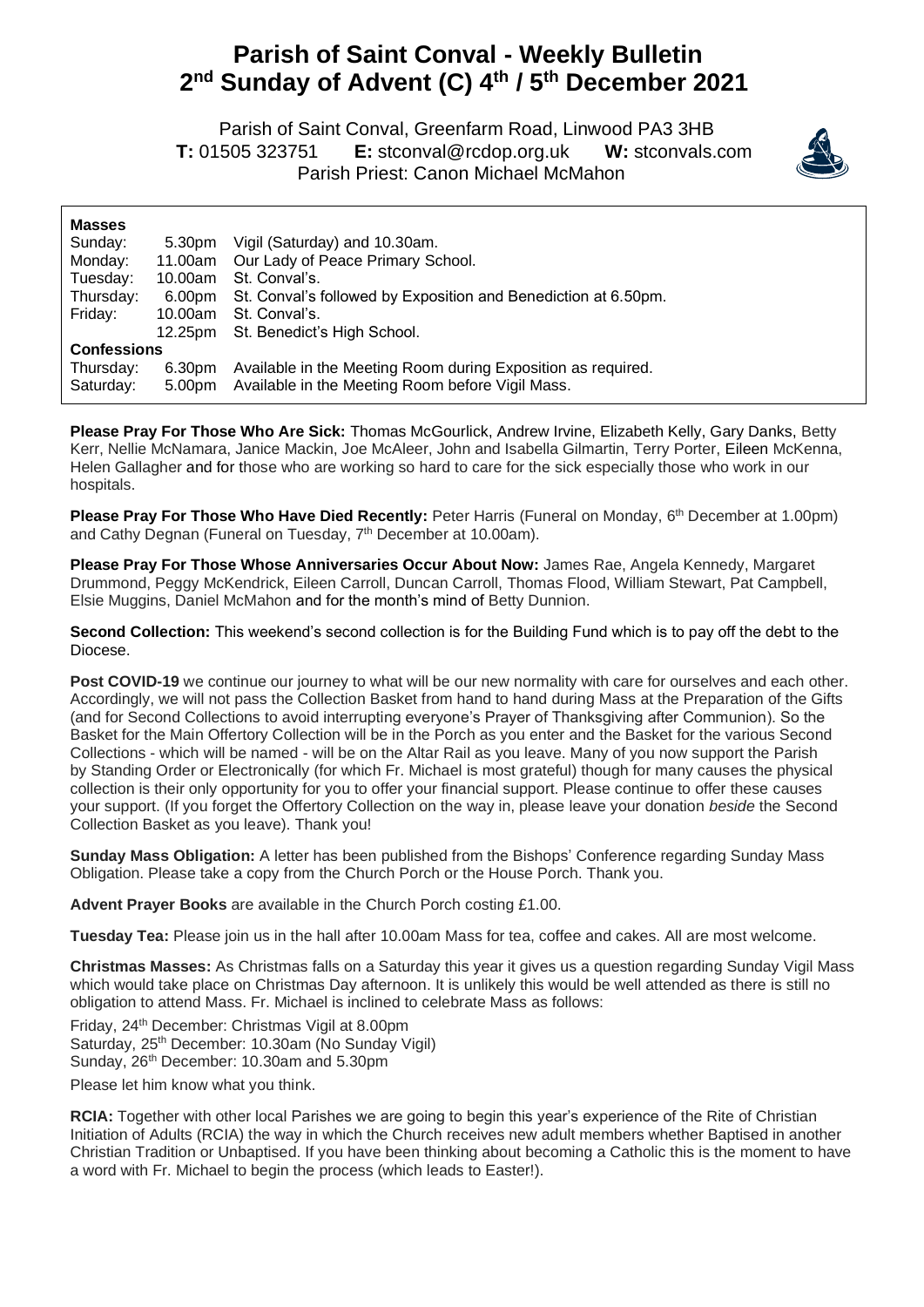# Parish of Saint Conval - Weekly Bulletin
# 2nd Sunday of Advent (C) 4th / 5th December 2021

Parish of Saint Conval, Greenfarm Road, Linwood PA3 3HB
**T:** 01505 323751 **E:** stconval@rcdop.org.uk **W:** stconvals.com
Parish Priest: Canon Michael McMahon

| **Masses** | | |
|---|---|---|
| Sunday: | 5.30pm | Vigil (Saturday) and 10.30am. |
| Monday: | 11.00am | Our Lady of Peace Primary School. |
| Tuesday: | 10.00am | St. Conval's. |
| Thursday: | 6.00pm | St. Conval's followed by Exposition and Benediction at 6.50pm. |
| Friday: | 10.00am | St. Conval's. |
| | 12.25pm | St. Benedict's High School. |
| **Confessions** | | |
| Thursday: | 6.30pm | Available in the Meeting Room during Exposition as required. |
| Saturday: | 5.00pm | Available in the Meeting Room before Vigil Mass. |

**Please Pray For Those Who Are Sick:** Thomas McGourlick, Andrew Irvine, Elizabeth Kelly, Gary Danks, Betty Kerr, Nellie McNamara, Janice Mackin, Joe McAleer, John and Isabella Gilmartin, Terry Porter, Eileen McKenna, Helen Gallagher and for those who are working so hard to care for the sick especially those who work in our hospitals.

**Please Pray For Those Who Have Died Recently:** Peter Harris (Funeral on Monday, 6th December at 1.00pm) and Cathy Degnan (Funeral on Tuesday, 7th December at 10.00am).

**Please Pray For Those Whose Anniversaries Occur About Now:** James Rae, Angela Kennedy, Margaret Drummond, Peggy McKendrick, Eileen Carroll, Duncan Carroll, Thomas Flood, William Stewart, Pat Campbell, Elsie Muggins, Daniel McMahon and for the month's mind of Betty Dunnion.

**Second Collection:** This weekend's second collection is for the Building Fund which is to pay off the debt to the Diocese.

**Post COVID-19** we continue our journey to what will be our new normality with care for ourselves and each other. Accordingly, we will not pass the Collection Basket from hand to hand during Mass at the Preparation of the Gifts (and for Second Collections to avoid interrupting everyone's Prayer of Thanksgiving after Communion). So the Basket for the Main Offertory Collection will be in the Porch as you enter and the Basket for the various Second Collections - which will be named - will be on the Altar Rail as you leave. Many of you now support the Parish by Standing Order or Electronically (for which Fr. Michael is most grateful) though for many causes the physical collection is their only opportunity for you to offer your financial support. Please continue to offer these causes your support. (If you forget the Offertory Collection on the way in, please leave your donation *beside* the Second Collection Basket as you leave). Thank you!

**Sunday Mass Obligation:** A letter has been published from the Bishops' Conference regarding Sunday Mass Obligation. Please take a copy from the Church Porch or the House Porch. Thank you.

**Advent Prayer Books** are available in the Church Porch costing £1.00.

**Tuesday Tea:** Please join us in the hall after 10.00am Mass for tea, coffee and cakes. All are most welcome.

**Christmas Masses:** As Christmas falls on a Saturday this year it gives us a question regarding Sunday Vigil Mass which would take place on Christmas Day afternoon. It is unlikely this would be well attended as there is still no obligation to attend Mass. Fr. Michael is inclined to celebrate Mass as follows:

Friday, 24th December: Christmas Vigil at 8.00pm
Saturday, 25th December: 10.30am (No Sunday Vigil)
Sunday, 26th December: 10.30am and 5.30pm

Please let him know what you think.

**RCIA:** Together with other local Parishes we are going to begin this year's experience of the Rite of Christian Initiation of Adults (RCIA) the way in which the Church receives new adult members whether Baptised in another Christian Tradition or Unbaptised. If you have been thinking about becoming a Catholic this is the moment to have a word with Fr. Michael to begin the process (which leads to Easter!).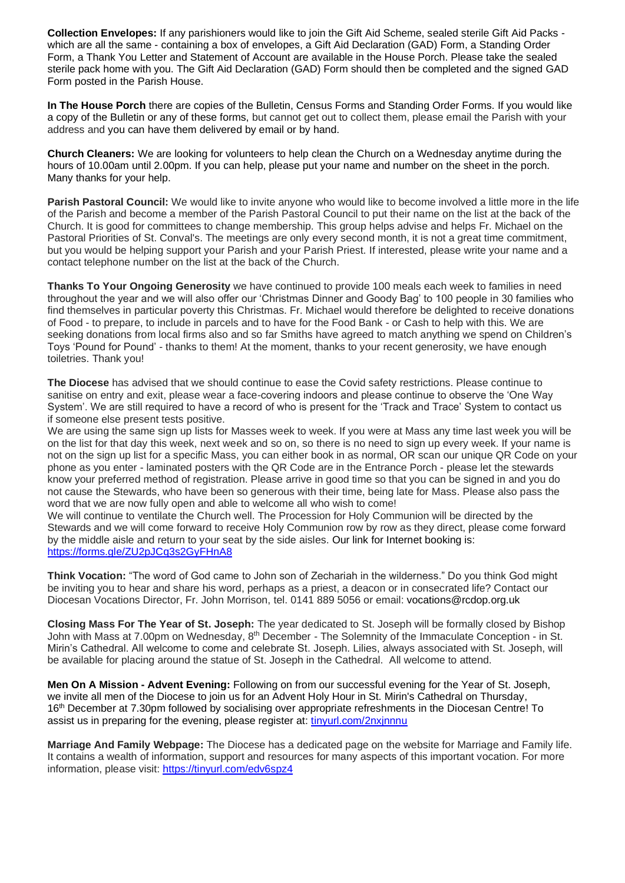**Collection Envelopes:** If any parishioners would like to join the Gift Aid Scheme, sealed sterile Gift Aid Packs - which are all the same - containing a box of envelopes, a Gift Aid Declaration (GAD) Form, a Standing Order Form, a Thank You Letter and Statement of Account are available in the House Porch. Please take the sealed sterile pack home with you. The Gift Aid Declaration (GAD) Form should then be completed and the signed GAD Form posted in the Parish House.

**In The House Porch** there are copies of the Bulletin, Census Forms and Standing Order Forms. If you would like a copy of the Bulletin or any of these forms, but cannot get out to collect them, please email the Parish with your address and you can have them delivered by email or by hand.

**Church Cleaners:** We are looking for volunteers to help clean the Church on a Wednesday anytime during the hours of 10.00am until 2.00pm. If you can help, please put your name and number on the sheet in the porch. Many thanks for your help.

**Parish Pastoral Council:** We would like to invite anyone who would like to become involved a little more in the life of the Parish and become a member of the Parish Pastoral Council to put their name on the list at the back of the Church. It is good for committees to change membership. This group helps advise and helps Fr. Michael on the Pastoral Priorities of St. Conval's. The meetings are only every second month, it is not a great time commitment, but you would be helping support your Parish and your Parish Priest. If interested, please write your name and a contact telephone number on the list at the back of the Church.

**Thanks To Your Ongoing Generosity** we have continued to provide 100 meals each week to families in need throughout the year and we will also offer our 'Christmas Dinner and Goody Bag' to 100 people in 30 families who find themselves in particular poverty this Christmas. Fr. Michael would therefore be delighted to receive donations of Food - to prepare, to include in parcels and to have for the Food Bank - or Cash to help with this. We are seeking donations from local firms also and so far Smiths have agreed to match anything we spend on Children's Toys 'Pound for Pound' - thanks to them! At the moment, thanks to your recent generosity, we have enough toiletries. Thank you!

**The Diocese** has advised that we should continue to ease the Covid safety restrictions. Please continue to sanitise on entry and exit, please wear a face-covering indoors and please continue to observe the 'One Way System'. We are still required to have a record of who is present for the 'Track and Trace' System to contact us if someone else present tests positive.

We are using the same sign up lists for Masses week to week. If you were at Mass any time last week you will be on the list for that day this week, next week and so on, so there is no need to sign up every week. If your name is not on the sign up list for a specific Mass, you can either book in as normal, OR scan our unique QR Code on your phone as you enter - laminated posters with the QR Code are in the Entrance Porch - please let the stewards know your preferred method of registration. Please arrive in good time so that you can be signed in and you do not cause the Stewards, who have been so generous with their time, being late for Mass. Please also pass the word that we are now fully open and able to welcome all who wish to come!

We will continue to ventilate the Church well. The Procession for Holy Communion will be directed by the Stewards and we will come forward to receive Holy Communion row by row as they direct, please come forward by the middle aisle and return to your seat by the side aisles. Our link for Internet booking is: https://forms.gle/ZU2pJCq3s2GyFHnA8

**Think Vocation:** "The word of God came to John son of Zechariah in the wilderness." Do you think God might be inviting you to hear and share his word, perhaps as a priest, a deacon or in consecrated life? Contact our Diocesan Vocations Director, Fr. John Morrison, tel. 0141 889 5056 or email: vocations@rcdop.org.uk

**Closing Mass For The Year of St. Joseph:** The year dedicated to St. Joseph will be formally closed by Bishop John with Mass at 7.00pm on Wednesday, 8th December - The Solemnity of the Immaculate Conception - in St. Mirin's Cathedral. All welcome to come and celebrate St. Joseph. Lilies, always associated with St. Joseph, will be available for placing around the statue of St. Joseph in the Cathedral. All welcome to attend.

**Men On A Mission - Advent Evening:** Following on from our successful evening for the Year of St. Joseph, we invite all men of the Diocese to join us for an Advent Holy Hour in St. Mirin's Cathedral on Thursday, 16th December at 7.30pm followed by socialising over appropriate refreshments in the Diocesan Centre! To assist us in preparing for the evening, please register at: tinyurl.com/2nxjnnnu

**Marriage And Family Webpage:** The Diocese has a dedicated page on the website for Marriage and Family life. It contains a wealth of information, support and resources for many aspects of this important vocation. For more information, please visit: https://tinyurl.com/edv6spz4